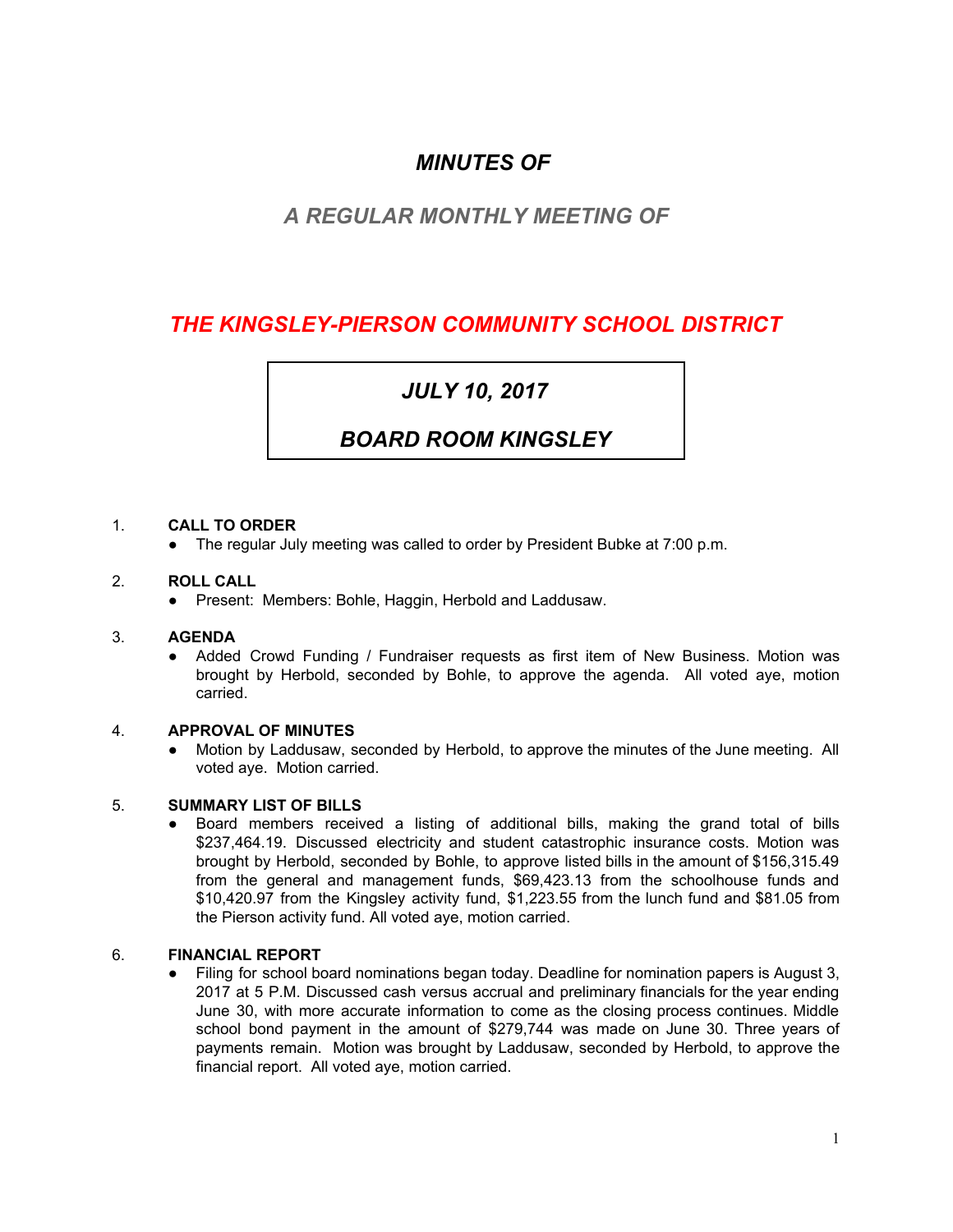# *MINUTES OF*

## *A REGULAR MONTHLY MEETING OF*

# *THE KINGSLEY-PIERSON COMMUNITY SCHOOL DISTRICT*

## *JULY 10, 2017*

## *BOARD ROOM KINGSLEY*

1. **CALL TO ORDER**
   - The regular July meeting was called to order by President Bubke at 7:00 p.m.

2. **ROLL CALL**
   - Present: Members: Bohle, Haggin, Herbold and Laddusaw.

3. **AGENDA**
   - Added Crowd Funding / Fundraiser requests as first item of New Business. Motion was brought by Herbold, seconded by Bohle, to approve the agenda. All voted aye, motion carried.

4. **APPROVAL OF MINUTES**
   - Motion by Laddusaw, seconded by Herbold, to approve the minutes of the June meeting. All voted aye. Motion carried.

5. **SUMMARY LIST OF BILLS**
   - Board members received a listing of additional bills, making the grand total of bills $237,464.19. Discussed electricity and student catastrophic insurance costs. Motion was brought by Herbold, seconded by Bohle, to approve listed bills in the amount of $156,315.49 from the general and management funds, $69,423.13 from the schoolhouse funds and $10,420.97 from the Kingsley activity fund, $1,223.55 from the lunch fund and $81.05 from the Pierson activity fund. All voted aye, motion carried.

6. **FINANCIAL REPORT**
   - Filing for school board nominations began today. Deadline for nomination papers is August 3, 2017 at 5 P.M. Discussed cash versus accrual and preliminary financials for the year ending June 30, with more accurate information to come as the closing process continues. Middle school bond payment in the amount of $279,744 was made on June 30. Three years of payments remain. Motion was brought by Laddusaw, seconded by Herbold, to approve the financial report. All voted aye, motion carried.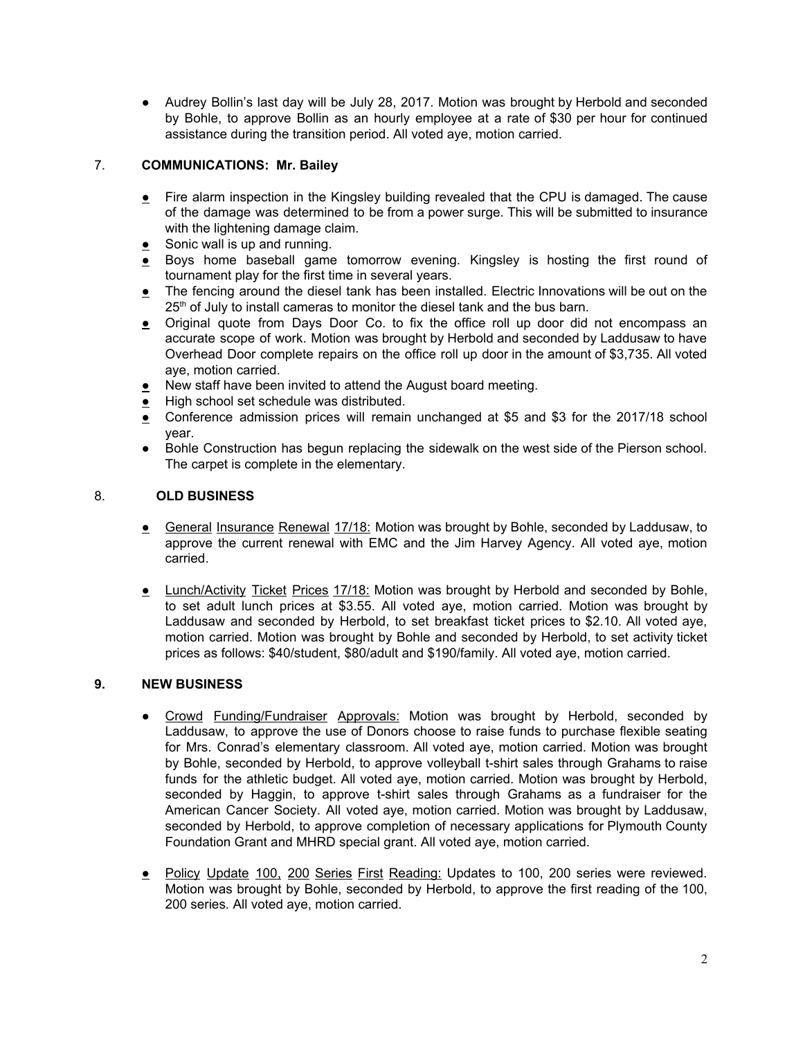- Audrey Bollin's last day will be July 28, 2017. Motion was brought by Herbold and seconded by Bohle, to approve Bollin as an hourly employee at a rate of $30 per hour for continued assistance during the transition period. All voted aye, motion carried.

## 7. COMMUNICATIONS: Mr. Bailey

- Fire alarm inspection in the Kingsley building revealed that the CPU is damaged. The cause of the damage was determined to be from a power surge. This will be submitted to insurance with the lightening damage claim.
- Sonic wall is up and running.
- Boys home baseball game tomorrow evening. Kingsley is hosting the first round of tournament play for the first time in several years.
- The fencing around the diesel tank has been installed. Electric Innovations will be out on the 25th of July to install cameras to monitor the diesel tank and the bus barn.
- Original quote from Days Door Co. to fix the office roll up door did not encompass an accurate scope of work. Motion was brought by Herbold and seconded by Laddusaw to have Overhead Door complete repairs on the office roll up door in the amount of $3,735. All voted aye, motion carried.
- New staff have been invited to attend the August board meeting.
- High school set schedule was distributed.
- Conference admission prices will remain unchanged at $5 and $3 for the 2017/18 school year.
- Bohle Construction has begun replacing the sidewalk on the west side of the Pierson school. The carpet is complete in the elementary.

## 8. OLD BUSINESS

- General Insurance Renewal 17/18: Motion was brought by Bohle, seconded by Laddusaw, to approve the current renewal with EMC and the Jim Harvey Agency. All voted aye, motion carried.

- Lunch/Activity Ticket Prices 17/18: Motion was brought by Herbold and seconded by Bohle, to set adult lunch prices at $3.55. All voted aye, motion carried. Motion was brought by Laddusaw and seconded by Herbold, to set breakfast ticket prices to $2.10. All voted aye, motion carried. Motion was brought by Bohle and seconded by Herbold, to set activity ticket prices as follows: $40/student, $80/adult and $190/family. All voted aye, motion carried.

## 9. NEW BUSINESS

- Crowd Funding/Fundraiser Approvals: Motion was brought by Herbold, seconded by Laddusaw, to approve the use of Donors choose to raise funds to purchase flexible seating for Mrs. Conrad's elementary classroom. All voted aye, motion carried. Motion was brought by Bohle, seconded by Herbold, to approve volleyball t-shirt sales through Grahams to raise funds for the athletic budget. All voted aye, motion carried. Motion was brought by Herbold, seconded by Haggin, to approve t-shirt sales through Grahams as a fundraiser for the American Cancer Society. All voted aye, motion carried. Motion was brought by Laddusaw, seconded by Herbold, to approve completion of necessary applications for Plymouth County Foundation Grant and MHRD special grant. All voted aye, motion carried.

- Policy Update 100, 200 Series First Reading: Updates to 100, 200 series were reviewed. Motion was brought by Bohle, seconded by Herbold, to approve the first reading of the 100, 200 series. All voted aye, motion carried.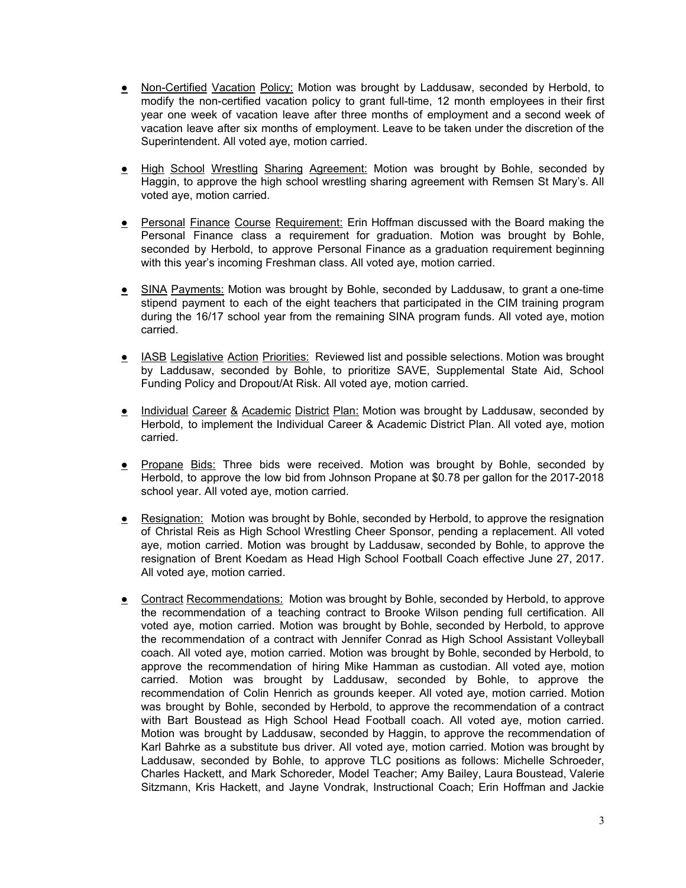- Non-Certified Vacation Policy: Motion was brought by Laddusaw, seconded by Herbold, to modify the non-certified vacation policy to grant full-time, 12 month employees in their first year one week of vacation leave after three months of employment and a second week of vacation leave after six months of employment. Leave to be taken under the discretion of the Superintendent. All voted aye, motion carried.

- High School Wrestling Sharing Agreement: Motion was brought by Bohle, seconded by Haggin, to approve the high school wrestling sharing agreement with Remsen St Mary's. All voted aye, motion carried.

- Personal Finance Course Requirement: Erin Hoffman discussed with the Board making the Personal Finance class a requirement for graduation. Motion was brought by Bohle, seconded by Herbold, to approve Personal Finance as a graduation requirement beginning with this year's incoming Freshman class. All voted aye, motion carried.

- SINA Payments: Motion was brought by Bohle, seconded by Laddusaw, to grant a one-time stipend payment to each of the eight teachers that participated in the CIM training program during the 16/17 school year from the remaining SINA program funds. All voted aye, motion carried.

- IASB Legislative Action Priorities: Reviewed list and possible selections. Motion was brought by Laddusaw, seconded by Bohle, to prioritize SAVE, Supplemental State Aid, School Funding Policy and Dropout/At Risk. All voted aye, motion carried.

- Individual Career & Academic District Plan: Motion was brought by Laddusaw, seconded by Herbold, to implement the Individual Career & Academic District Plan. All voted aye, motion carried.

- Propane Bids: Three bids were received. Motion was brought by Bohle, seconded by Herbold, to approve the low bid from Johnson Propane at $0.78 per gallon for the 2017-2018 school year. All voted aye, motion carried.

- Resignation: Motion was brought by Bohle, seconded by Herbold, to approve the resignation of Christal Reis as High School Wrestling Cheer Sponsor, pending a replacement. All voted aye, motion carried. Motion was brought by Laddusaw, seconded by Bohle, to approve the resignation of Brent Koedam as Head High School Football Coach effective June 27, 2017. All voted aye, motion carried.

- Contract Recommendations: Motion was brought by Bohle, seconded by Herbold, to approve the recommendation of a teaching contract to Brooke Wilson pending full certification. All voted aye, motion carried. Motion was brought by Bohle, seconded by Herbold, to approve the recommendation of a contract with Jennifer Conrad as High School Assistant Volleyball coach. All voted aye, motion carried. Motion was brought by Bohle, seconded by Herbold, to approve the recommendation of hiring Mike Hamman as custodian. All voted aye, motion carried. Motion was brought by Laddusaw, seconded by Bohle, to approve the recommendation of Colin Henrich as grounds keeper. All voted aye, motion carried. Motion was brought by Bohle, seconded by Herbold, to approve the recommendation of a contract with Bart Boustead as High School Head Football coach. All voted aye, motion carried. Motion was brought by Laddusaw, seconded by Haggin, to approve the recommendation of Karl Bahrke as a substitute bus driver. All voted aye, motion carried. Motion was brought by Laddusaw, seconded by Bohle, to approve TLC positions as follows: Michelle Schroeder, Charles Hackett, and Mark Schoreder, Model Teacher; Amy Bailey, Laura Boustead, Valerie Sitzmann, Kris Hackett, and Jayne Vondrak, Instructional Coach; Erin Hoffman and Jackie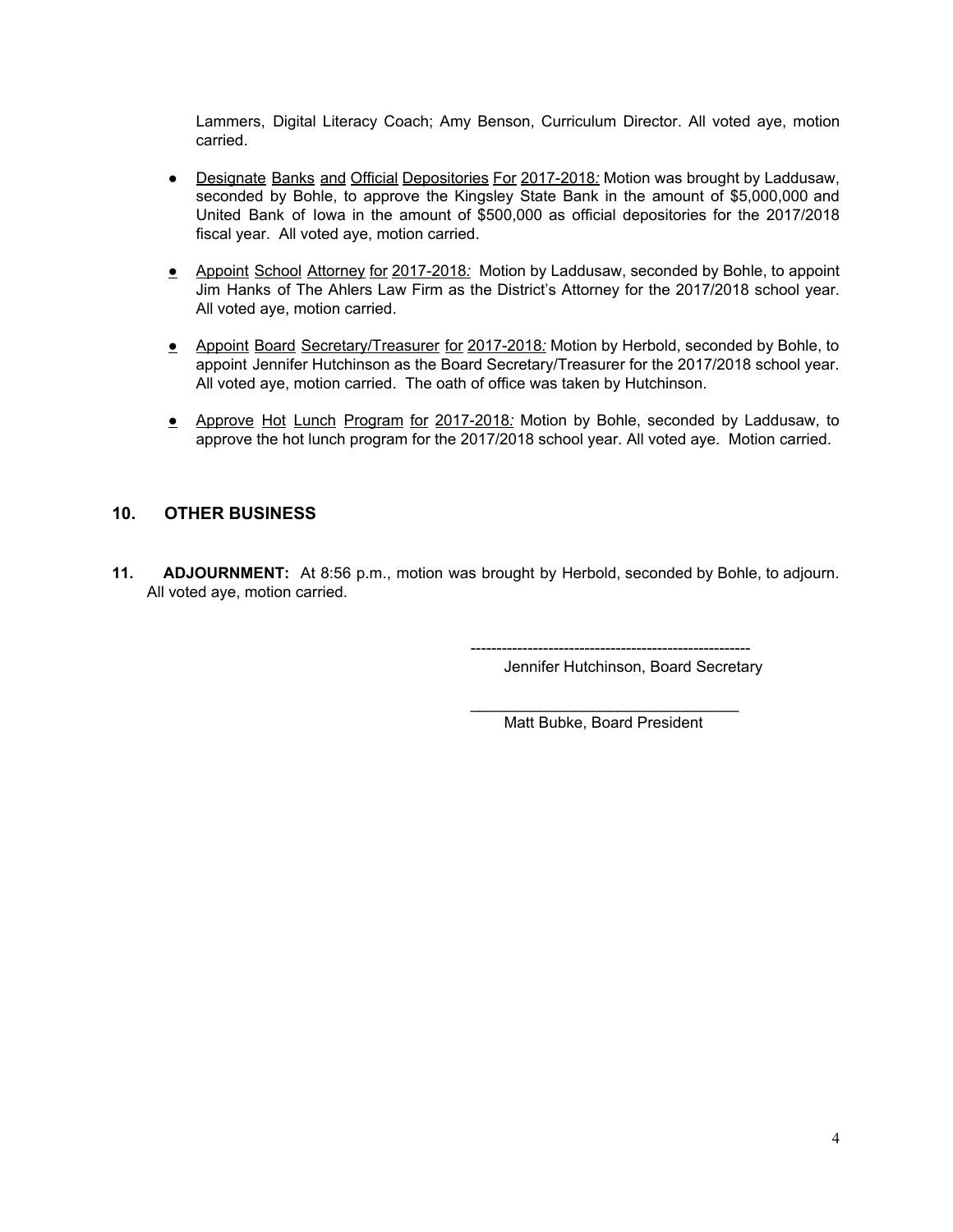Lammers, Digital Literacy Coach; Amy Benson, Curriculum Director. All voted aye, motion carried.

- Designate Banks and Official Depositories For 2017-2018*:* Motion was brought by Laddusaw, seconded by Bohle, to approve the Kingsley State Bank in the amount of $5,000,000 and United Bank of Iowa in the amount of $500,000 as official depositories for the 2017/2018 fiscal year. All voted aye, motion carried.

- Appoint School Attorney for 2017-2018*:* Motion by Laddusaw, seconded by Bohle, to appoint Jim Hanks of The Ahlers Law Firm as the District's Attorney for the 2017/2018 school year. All voted aye, motion carried.

- Appoint Board Secretary/Treasurer for 2017-2018*:* Motion by Herbold, seconded by Bohle, to appoint Jennifer Hutchinson as the Board Secretary/Treasurer for the 2017/2018 school year. All voted aye, motion carried. The oath of office was taken by Hutchinson.

- Approve Hot Lunch Program for 2017-2018*:* Motion by Bohle, seconded by Laddusaw, to approve the hot lunch program for the 2017/2018 school year. All voted aye. Motion carried.

## 10. OTHER BUSINESS

**11. ADJOURNMENT:** At 8:56 p.m., motion was brought by Herbold, seconded by Bohle, to adjourn. All voted aye, motion carried.

------------------------------------------------------

Jennifer Hutchinson, Board Secretary

________________________________

Matt Bubke, Board President